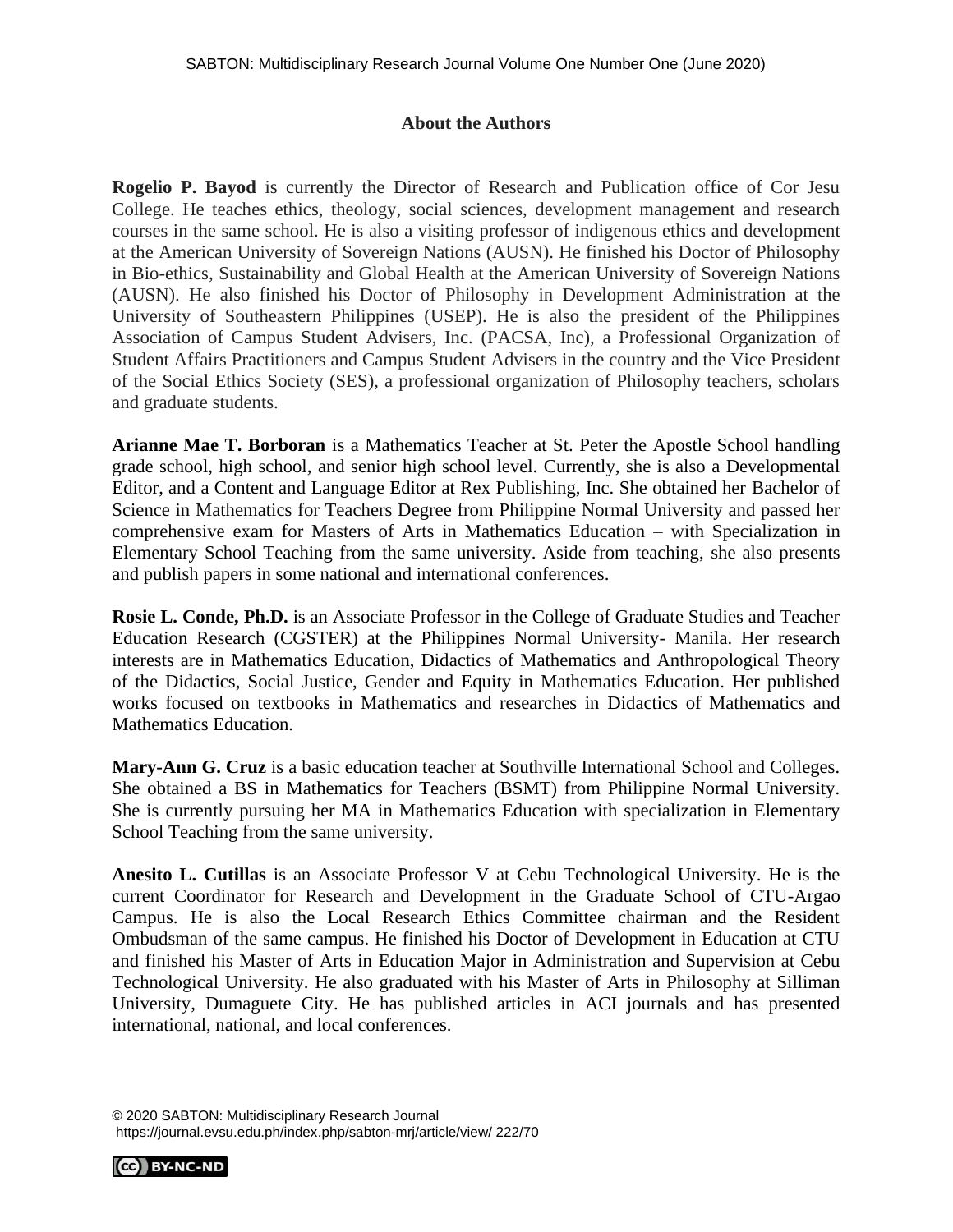## About the Authors

**Rogelio P. Bayod** is currently the Director of Research and Publication office of Cor Jesu College. He teaches ethics, theology, social sciences, development management and research courses in the same school. He is also a visiting professor of indigenous ethics and development at the American University of Sovereign Nations (AUSN). He finished his Doctor of Philosophy in Bio-ethics, Sustainability and Global Health at the American University of Sovereign Nations (AUSN). He also finished his Doctor of Philosophy in Development Administration at the University of Southeastern Philippines (USEP). He is also the president of the Philippines Association of Campus Student Advisers, Inc. (PACSA, Inc), a Professional Organization of Student Affairs Practitioners and Campus Student Advisers in the country and the Vice President of the Social Ethics Society (SES), a professional organization of Philosophy teachers, scholars and graduate students.

**Arianne Mae T. Borboran** is a Mathematics Teacher at St. Peter the Apostle School handling grade school, high school, and senior high school level. Currently, she is also a Developmental Editor, and a Content and Language Editor at Rex Publishing, Inc. She obtained her Bachelor of Science in Mathematics for Teachers Degree from Philippine Normal University and passed her comprehensive exam for Masters of Arts in Mathematics Education – with Specialization in Elementary School Teaching from the same university. Aside from teaching, she also presents and publish papers in some national and international conferences.

**Rosie L. Conde, Ph.D.** is an Associate Professor in the College of Graduate Studies and Teacher Education Research (CGSTER) at the Philippines Normal University- Manila. Her research interests are in Mathematics Education, Didactics of Mathematics and Anthropological Theory of the Didactics, Social Justice, Gender and Equity in Mathematics Education. Her published works focused on textbooks in Mathematics and researches in Didactics of Mathematics and Mathematics Education.

**Mary-Ann G. Cruz** is a basic education teacher at Southville International School and Colleges. She obtained a BS in Mathematics for Teachers (BSMT) from Philippine Normal University. She is currently pursuing her MA in Mathematics Education with specialization in Elementary School Teaching from the same university.

**Anesito L. Cutillas** is an Associate Professor V at Cebu Technological University. He is the current Coordinator for Research and Development in the Graduate School of CTU-Argao Campus. He is also the Local Research Ethics Committee chairman and the Resident Ombudsman of the same campus. He finished his Doctor of Development in Education at CTU and finished his Master of Arts in Education Major in Administration and Supervision at Cebu Technological University. He also graduated with his Master of Arts in Philosophy at Silliman University, Dumaguete City. He has published articles in ACI journals and has presented international, national, and local conferences.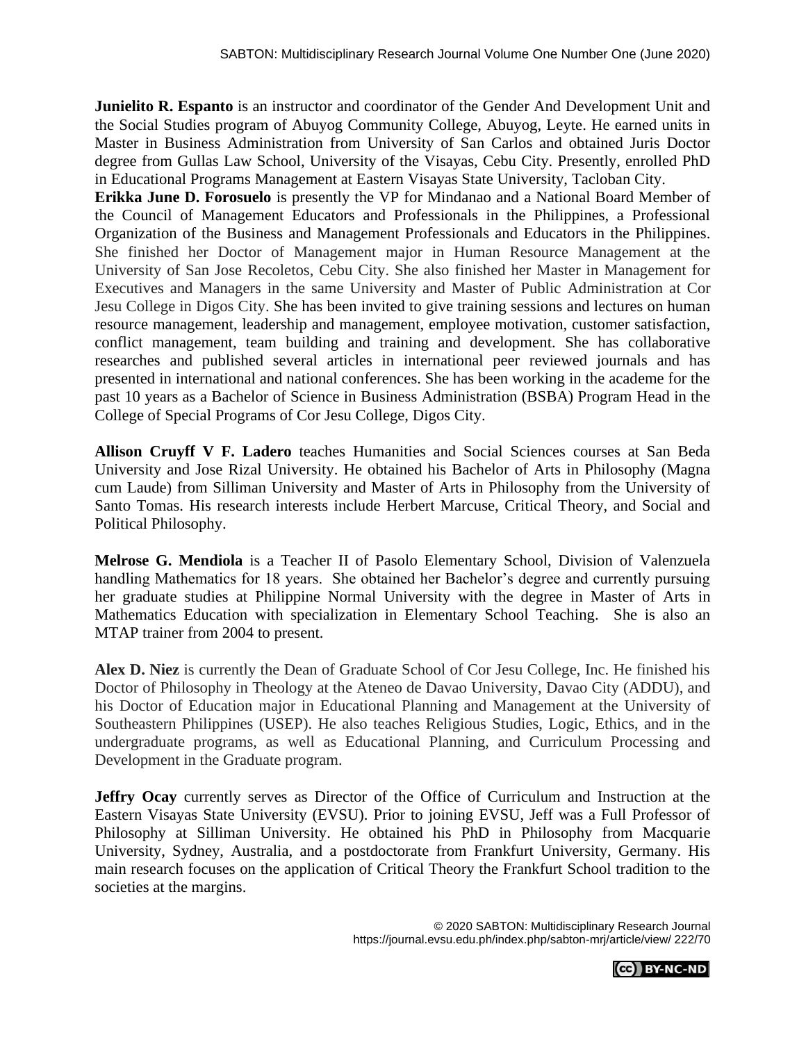**Junielito R. Espanto** is an instructor and coordinator of the Gender And Development Unit and the Social Studies program of Abuyog Community College, Abuyog, Leyte. He earned units in Master in Business Administration from University of San Carlos and obtained Juris Doctor degree from Gullas Law School, University of the Visayas, Cebu City. Presently, enrolled PhD in Educational Programs Management at Eastern Visayas State University, Tacloban City.

**Erikka June D. Forosuelo** is presently the VP for Mindanao and a National Board Member of the Council of Management Educators and Professionals in the Philippines, a Professional Organization of the Business and Management Professionals and Educators in the Philippines. She finished her Doctor of Management major in Human Resource Management at the University of San Jose Recoletos, Cebu City. She also finished her Master in Management for Executives and Managers in the same University and Master of Public Administration at Cor Jesu College in Digos City. She has been invited to give training sessions and lectures on human resource management, leadership and management, employee motivation, customer satisfaction, conflict management, team building and training and development. She has collaborative researches and published several articles in international peer reviewed journals and has presented in international and national conferences. She has been working in the academe for the past 10 years as a Bachelor of Science in Business Administration (BSBA) Program Head in the College of Special Programs of Cor Jesu College, Digos City.

**Allison Cruyff V F. Ladero** teaches Humanities and Social Sciences courses at San Beda University and Jose Rizal University. He obtained his Bachelor of Arts in Philosophy (Magna cum Laude) from Silliman University and Master of Arts in Philosophy from the University of Santo Tomas. His research interests include Herbert Marcuse, Critical Theory, and Social and Political Philosophy.

**Melrose G. Mendiola** is a Teacher II of Pasolo Elementary School, Division of Valenzuela handling Mathematics for 18 years. She obtained her Bachelor's degree and currently pursuing her graduate studies at Philippine Normal University with the degree in Master of Arts in Mathematics Education with specialization in Elementary School Teaching. She is also an MTAP trainer from 2004 to present.

**Alex D. Niez** is currently the Dean of Graduate School of Cor Jesu College, Inc. He finished his Doctor of Philosophy in Theology at the Ateneo de Davao University, Davao City (ADDU), and his Doctor of Education major in Educational Planning and Management at the University of Southeastern Philippines (USEP). He also teaches Religious Studies, Logic, Ethics, and in the undergraduate programs, as well as Educational Planning, and Curriculum Processing and Development in the Graduate program.

**Jeffry Ocay** currently serves as Director of the Office of Curriculum and Instruction at the Eastern Visayas State University (EVSU). Prior to joining EVSU, Jeff was a Full Professor of Philosophy at Silliman University. He obtained his PhD in Philosophy from Macquarie University, Sydney, Australia, and a postdoctorate from Frankfurt University, Germany. His main research focuses on the application of Critical Theory the Frankfurt School tradition to the societies at the margins.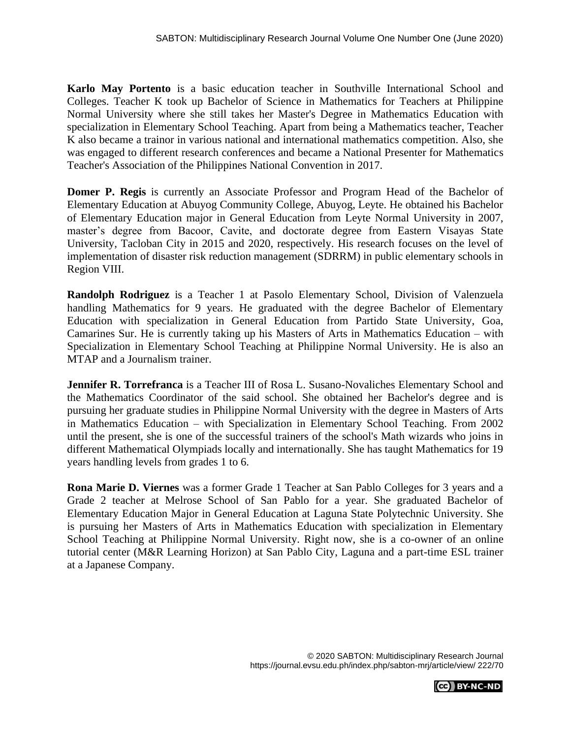**Karlo May Portento** is a basic education teacher in Southville International School and Colleges. Teacher K took up Bachelor of Science in Mathematics for Teachers at Philippine Normal University where she still takes her Master's Degree in Mathematics Education with specialization in Elementary School Teaching. Apart from being a Mathematics teacher, Teacher K also became a trainor in various national and international mathematics competition. Also, she was engaged to different research conferences and became a National Presenter for Mathematics Teacher's Association of the Philippines National Convention in 2017.

**Domer P. Regis** is currently an Associate Professor and Program Head of the Bachelor of Elementary Education at Abuyog Community College, Abuyog, Leyte. He obtained his Bachelor of Elementary Education major in General Education from Leyte Normal University in 2007, master's degree from Bacoor, Cavite, and doctorate degree from Eastern Visayas State University, Tacloban City in 2015 and 2020, respectively. His research focuses on the level of implementation of disaster risk reduction management (SDRRM) in public elementary schools in Region VIII.

**Randolph Rodriguez** is a Teacher 1 at Pasolo Elementary School, Division of Valenzuela handling Mathematics for 9 years. He graduated with the degree Bachelor of Elementary Education with specialization in General Education from Partido State University, Goa, Camarines Sur. He is currently taking up his Masters of Arts in Mathematics Education – with Specialization in Elementary School Teaching at Philippine Normal University. He is also an MTAP and a Journalism trainer.

**Jennifer R. Torrefranca** is a Teacher III of Rosa L. Susano-Novaliches Elementary School and the Mathematics Coordinator of the said school. She obtained her Bachelor's degree and is pursuing her graduate studies in Philippine Normal University with the degree in Masters of Arts in Mathematics Education – with Specialization in Elementary School Teaching. From 2002 until the present, she is one of the successful trainers of the school's Math wizards who joins in different Mathematical Olympiads locally and internationally. She has taught Mathematics for 19 years handling levels from grades 1 to 6.

**Rona Marie D. Viernes** was a former Grade 1 Teacher at San Pablo Colleges for 3 years and a Grade 2 teacher at Melrose School of San Pablo for a year. She graduated Bachelor of Elementary Education Major in General Education at Laguna State Polytechnic University. She is pursuing her Masters of Arts in Mathematics Education with specialization in Elementary School Teaching at Philippine Normal University. Right now, she is a co-owner of an online tutorial center (M&R Learning Horizon) at San Pablo City, Laguna and a part-time ESL trainer at a Japanese Company.